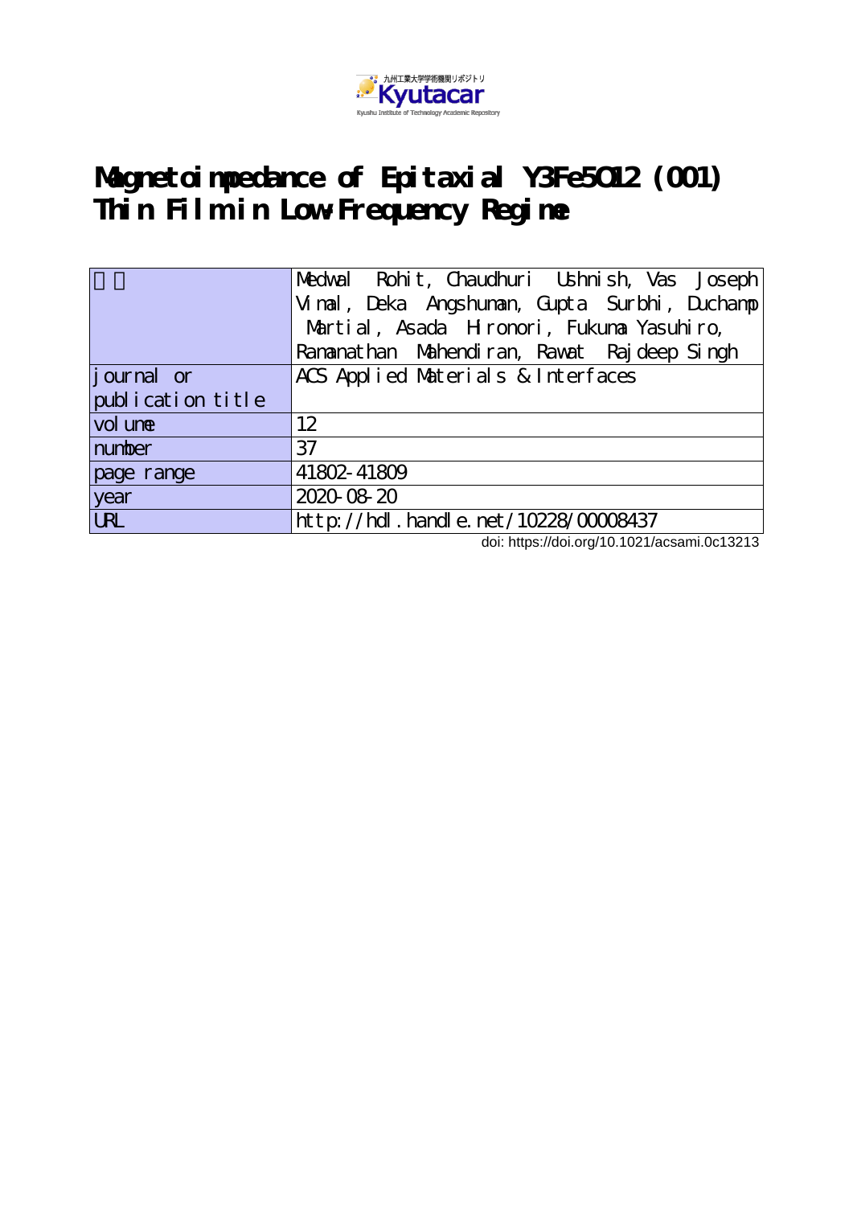九州工業大学学術機関リポジトリ Kyutacar
Kyushu Institute of Technology Academic Repository

# Magnetoimpedance of Epitaxial Y3Fe5O12 (001) Thin Film in Low-Frequency Regime

| 著者 | Medwal Rohit, Chaudhuri Ushnish, Vas Joseph Vimal, Deka Angshuman, Gupta Surbhi, Duchamp Martial, Asada Hironori, Fukuma Yasuhiro, Ramanathan Mahendiran, Rawat Rajdeep Singh |
| --- | --- |
| journal or publication title | ACS Applied Materials & Interfaces |
| volume | 12 |
| number | 37 |
| page range | 41802-41809 |
| year | 2020-08-20 |
| URL | http://hdl.handle.net/10228/00008437 |

doi: https://doi.org/10.1021/acsami.0c13213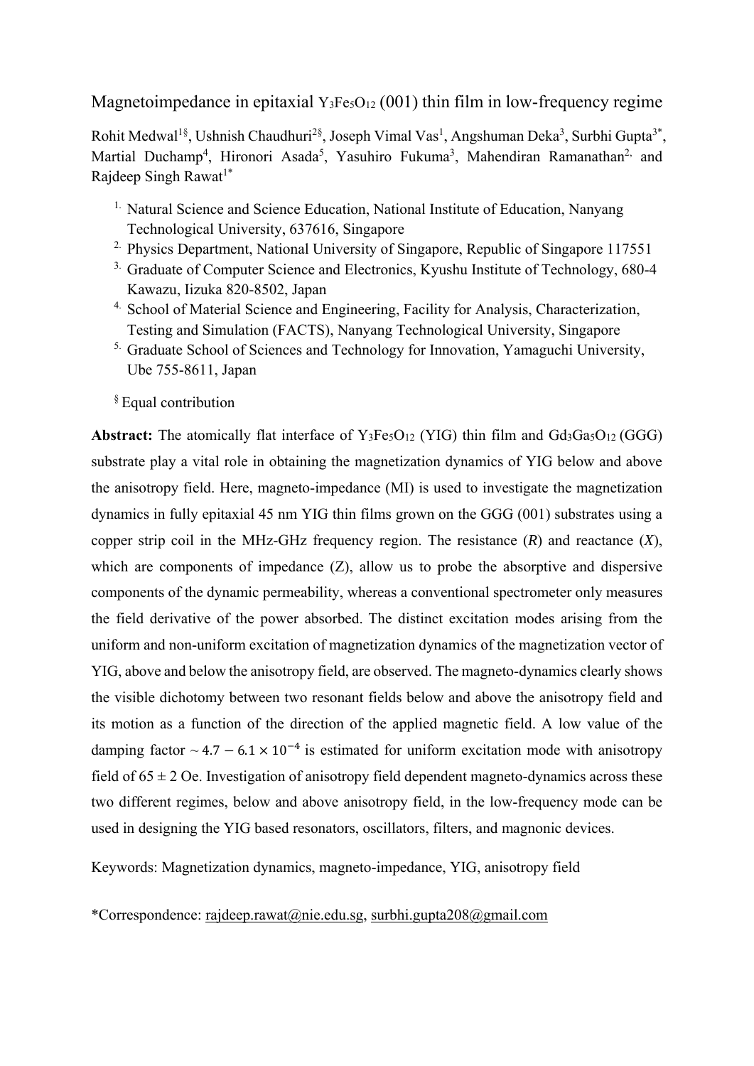# Magnetoimpedance in epitaxial $Y_3Fe_5O_{12}$ (001) thin film in low-frequency regime

Rohit Medwal[1§], Ushnish Chaudhuri[2§], Joseph Vimal Vas[1], Angshuman Deka[3], Surbhi Gupta[3*], Martial Duchamp[4], Hironori Asada[5], Yasuhiro Fukuma[3], Mahendiran Ramanathan[2,] and Rajdeep Singh Rawat[1*]

1. Natural Science and Science Education, National Institute of Education, Nanyang Technological University, 637616, Singapore
2. Physics Department, National University of Singapore, Republic of Singapore 117551
3. Graduate of Computer Science and Electronics, Kyushu Institute of Technology, 680-4 Kawazu, Iizuka 820-8502, Japan
4. School of Material Science and Engineering, Facility for Analysis, Characterization, Testing and Simulation (FACTS), Nanyang Technological University, Singapore
5. Graduate School of Sciences and Technology for Innovation, Yamaguchi University, Ube 755-8611, Japan

[§] Equal contribution

**Abstract:** The atomically flat interface of $Y_3Fe_5O_{12}$ (YIG) thin film and $Gd_3Ga_5O_{12}$ (GGG) substrate play a vital role in obtaining the magnetization dynamics of YIG below and above the anisotropy field. Here, magneto-impedance (MI) is used to investigate the magnetization dynamics in fully epitaxial 45 nm YIG thin films grown on the GGG (001) substrates using a copper strip coil in the MHz-GHz frequency region. The resistance ($R$) and reactance ($X$), which are components of impedance (Z), allow us to probe the absorptive and dispersive components of the dynamic permeability, whereas a conventional spectrometer only measures the field derivative of the power absorbed. The distinct excitation modes arising from the uniform and non-uniform excitation of magnetization dynamics of the magnetization vector of YIG, above and below the anisotropy field, are observed. The magneto-dynamics clearly shows the visible dichotomy between two resonant fields below and above the anisotropy field and its motion as a function of the direction of the applied magnetic field. A low value of the damping factor $\sim 4.7 - 6.1 \times 10^{-4}$ is estimated for uniform excitation mode with anisotropy field of 65 ± 2 Oe. Investigation of anisotropy field dependent magneto-dynamics across these two different regimes, below and above anisotropy field, in the low-frequency mode can be used in designing the YIG based resonators, oscillators, filters, and magnonic devices.

Keywords: Magnetization dynamics, magneto-impedance, YIG, anisotropy field

*Correspondence: rajdeep.rawat@nie.edu.sg, surbhi.gupta208@gmail.com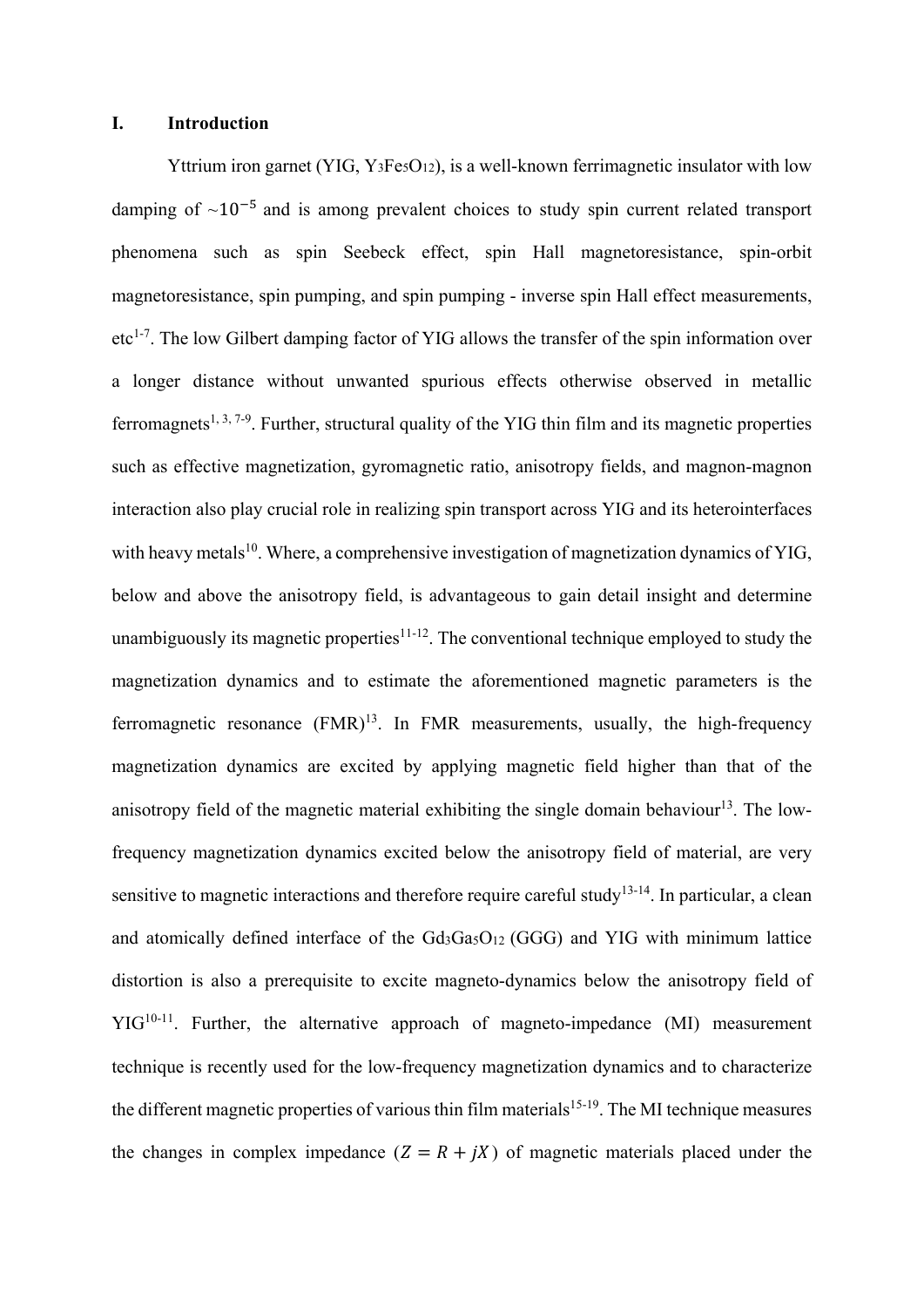## I. Introduction

Yttrium iron garnet (YIG, $Y_3Fe_5O_{12}$), is a well-known ferrimagnetic insulator with low damping of $\sim 10^{-5}$ and is among prevalent choices to study spin current related transport phenomena such as spin Seebeck effect, spin Hall magnetoresistance, spin-orbit magnetoresistance, spin pumping, and spin pumping - inverse spin Hall effect measurements, etc[1-7]. The low Gilbert damping factor of YIG allows the transfer of the spin information over a longer distance without unwanted spurious effects otherwise observed in metallic ferromagnets[1, 3, 7-9]. Further, structural quality of the YIG thin film and its magnetic properties such as effective magnetization, gyromagnetic ratio, anisotropy fields, and magnon-magnon interaction also play crucial role in realizing spin transport across YIG and its heterointerfaces with heavy metals[10]. Where, a comprehensive investigation of magnetization dynamics of YIG, below and above the anisotropy field, is advantageous to gain detail insight and determine unambiguously its magnetic properties[11-12]. The conventional technique employed to study the magnetization dynamics and to estimate the aforementioned magnetic parameters is the ferromagnetic resonance (FMR)[13]. In FMR measurements, usually, the high-frequency magnetization dynamics are excited by applying magnetic field higher than that of the anisotropy field of the magnetic material exhibiting the single domain behaviour[13]. The low-frequency magnetization dynamics excited below the anisotropy field of material, are very sensitive to magnetic interactions and therefore require careful study[13-14]. In particular, a clean and atomically defined interface of the $Gd_3Ga_5O_{12}$ (GGG) and YIG with minimum lattice distortion is also a prerequisite to excite magneto-dynamics below the anisotropy field of YIG[10-11]. Further, the alternative approach of magneto-impedance (MI) measurement technique is recently used for the low-frequency magnetization dynamics and to characterize the different magnetic properties of various thin film materials[15-19]. The MI technique measures the changes in complex impedance ($Z = R + jX$) of magnetic materials placed under the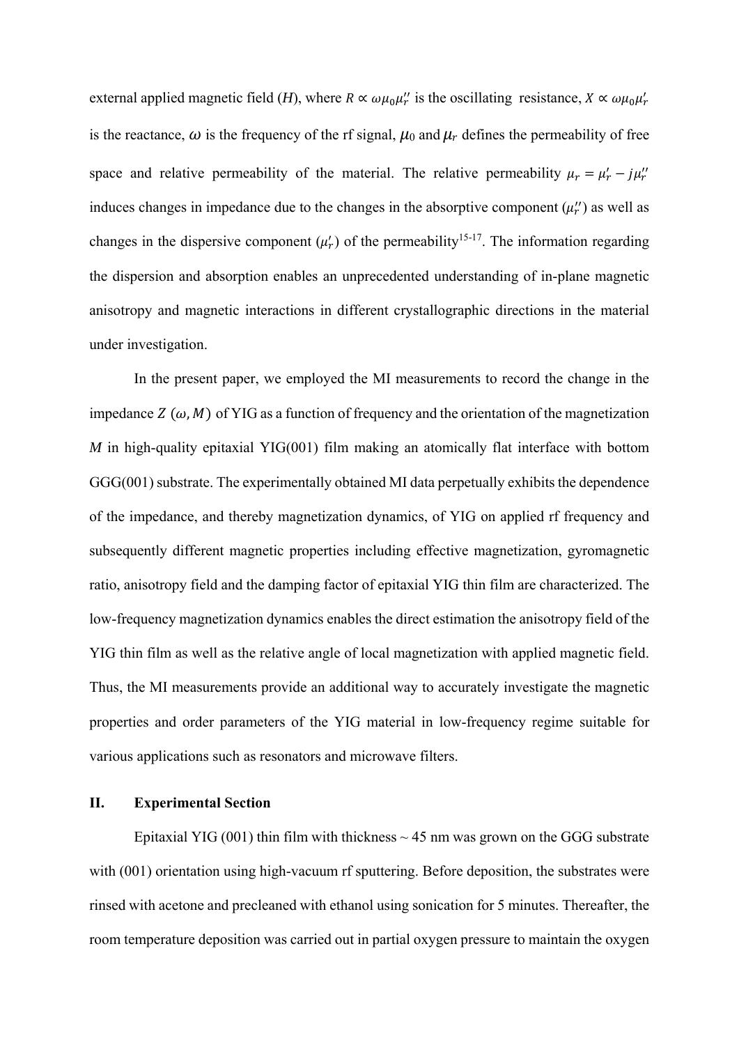external applied magnetic field ($H$), where $R \propto \omega\mu_0\mu_r''$ is the oscillating resistance, $X \propto \omega\mu_0\mu_r'$ is the reactance, $\omega$ is the frequency of the rf signal, $\mu_0$ and $\mu_r$ defines the permeability of free space and relative permeability of the material. The relative permeability $\mu_r = \mu_r' - j\mu_r''$ induces changes in impedance due to the changes in the absorptive component ($\mu_r''$) as well as changes in the dispersive component ($\mu_r'$) of the permeability[15-17]. The information regarding the dispersion and absorption enables an unprecedented understanding of in-plane magnetic anisotropy and magnetic interactions in different crystallographic directions in the material under investigation.

In the present paper, we employed the MI measurements to record the change in the impedance $Z(\omega, M)$ of YIG as a function of frequency and the orientation of the magnetization $M$ in high-quality epitaxial YIG(001) film making an atomically flat interface with bottom GGG(001) substrate. The experimentally obtained MI data perpetually exhibits the dependence of the impedance, and thereby magnetization dynamics, of YIG on applied rf frequency and subsequently different magnetic properties including effective magnetization, gyromagnetic ratio, anisotropy field and the damping factor of epitaxial YIG thin film are characterized. The low-frequency magnetization dynamics enables the direct estimation the anisotropy field of the YIG thin film as well as the relative angle of local magnetization with applied magnetic field. Thus, the MI measurements provide an additional way to accurately investigate the magnetic properties and order parameters of the YIG material in low-frequency regime suitable for various applications such as resonators and microwave filters.

## II. Experimental Section

Epitaxial YIG (001) thin film with thickness ~ 45 nm was grown on the GGG substrate with (001) orientation using high-vacuum rf sputtering. Before deposition, the substrates were rinsed with acetone and precleaned with ethanol using sonication for 5 minutes. Thereafter, the room temperature deposition was carried out in partial oxygen pressure to maintain the oxygen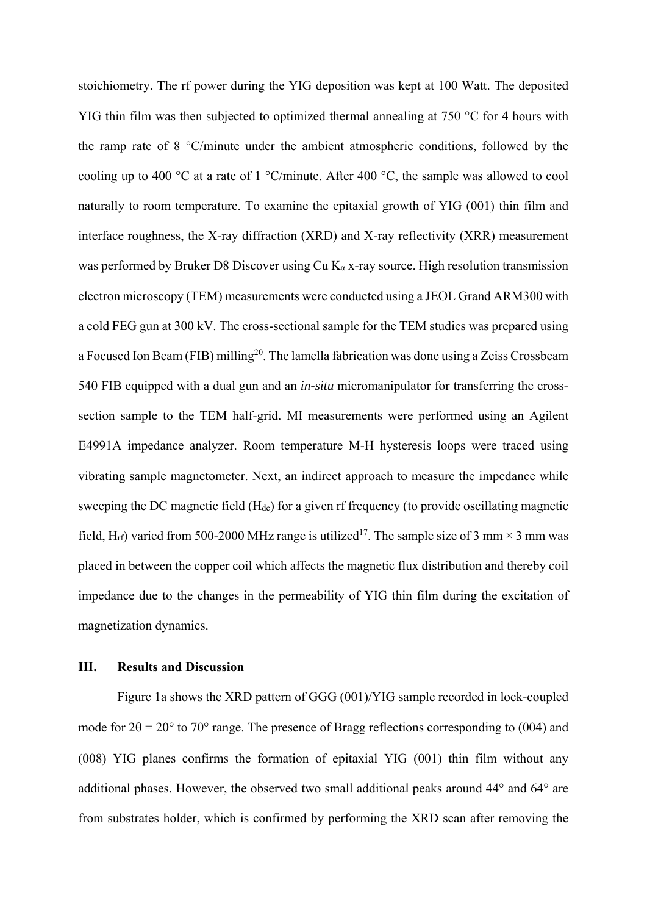stoichiometry. The rf power during the YIG deposition was kept at 100 Watt. The deposited YIG thin film was then subjected to optimized thermal annealing at 750 °C for 4 hours with the ramp rate of 8 °C/minute under the ambient atmospheric conditions, followed by the cooling up to 400 °C at a rate of 1 °C/minute. After 400 °C, the sample was allowed to cool naturally to room temperature. To examine the epitaxial growth of YIG (001) thin film and interface roughness, the X-ray diffraction (XRD) and X-ray reflectivity (XRR) measurement was performed by Bruker D8 Discover using Cu $K_{\alpha}$ x-ray source. High resolution transmission electron microscopy (TEM) measurements were conducted using a JEOL Grand ARM300 with a cold FEG gun at 300 kV. The cross-sectional sample for the TEM studies was prepared using a Focused Ion Beam (FIB) milling[20]. The lamella fabrication was done using a Zeiss Crossbeam 540 FIB equipped with a dual gun and an *in-situ* micromanipulator for transferring the cross-section sample to the TEM half-grid. MI measurements were performed using an Agilent E4991A impedance analyzer. Room temperature M-H hysteresis loops were traced using vibrating sample magnetometer. Next, an indirect approach to measure the impedance while sweeping the DC magnetic field ($H_{dc}$) for a given rf frequency (to provide oscillating magnetic field, $H_{rf}$) varied from 500-2000 MHz range is utilized[17]. The sample size of 3 mm × 3 mm was placed in between the copper coil which affects the magnetic flux distribution and thereby coil impedance due to the changes in the permeability of YIG thin film during the excitation of magnetization dynamics.

## III. Results and Discussion

Figure 1a shows the XRD pattern of GGG (001)/YIG sample recorded in lock-coupled mode for 2θ = 20° to 70° range. The presence of Bragg reflections corresponding to (004) and (008) YIG planes confirms the formation of epitaxial YIG (001) thin film without any additional phases. However, the observed two small additional peaks around 44° and 64° are from substrates holder, which is confirmed by performing the XRD scan after removing the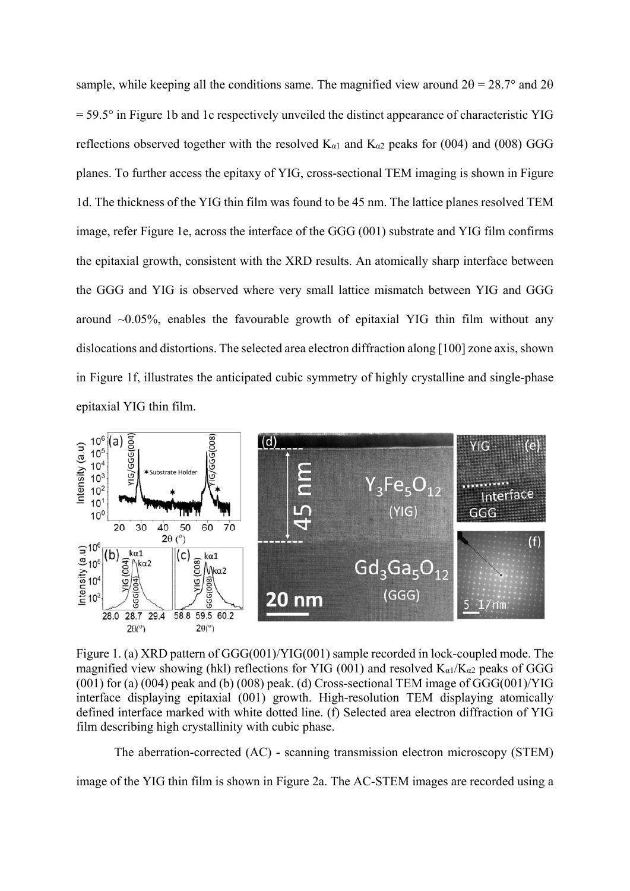sample, while keeping all the conditions same. The magnified view around 2θ = 28.7° and 2θ = 59.5° in Figure 1b and 1c respectively unveiled the distinct appearance of characteristic YIG reflections observed together with the resolved $K_{\alpha1}$ and $K_{\alpha2}$ peaks for (004) and (008) GGG planes. To further access the epitaxy of YIG, cross-sectional TEM imaging is shown in Figure 1d. The thickness of the YIG thin film was found to be 45 nm. The lattice planes resolved TEM image, refer Figure 1e, across the interface of the GGG (001) substrate and YIG film confirms the epitaxial growth, consistent with the XRD results. An atomically sharp interface between the GGG and YIG is observed where very small lattice mismatch between YIG and GGG around ~0.05%, enables the favourable growth of epitaxial YIG thin film without any dislocations and distortions. The selected area electron diffraction along [100] zone axis, shown in Figure 1f, illustrates the anticipated cubic symmetry of highly crystalline and single-phase epitaxial YIG thin film.

Figure 1. (a) XRD pattern of GGG(001)/YIG(001) sample recorded in lock-coupled mode. The magnified view showing (hkl) reflections for YIG (001) and resolved $K_{\alpha1}$/$K_{\alpha2}$ peaks of GGG (001) for (a) (004) peak and (b) (008) peak. (d) Cross-sectional TEM image of GGG(001)/YIG interface displaying epitaxial (001) growth. High-resolution TEM displaying atomically defined interface marked with white dotted line. (f) Selected area electron diffraction of YIG film describing high crystallinity with cubic phase.

The aberration-corrected (AC) - scanning transmission electron microscopy (STEM) image of the YIG thin film is shown in Figure 2a. The AC-STEM images are recorded using a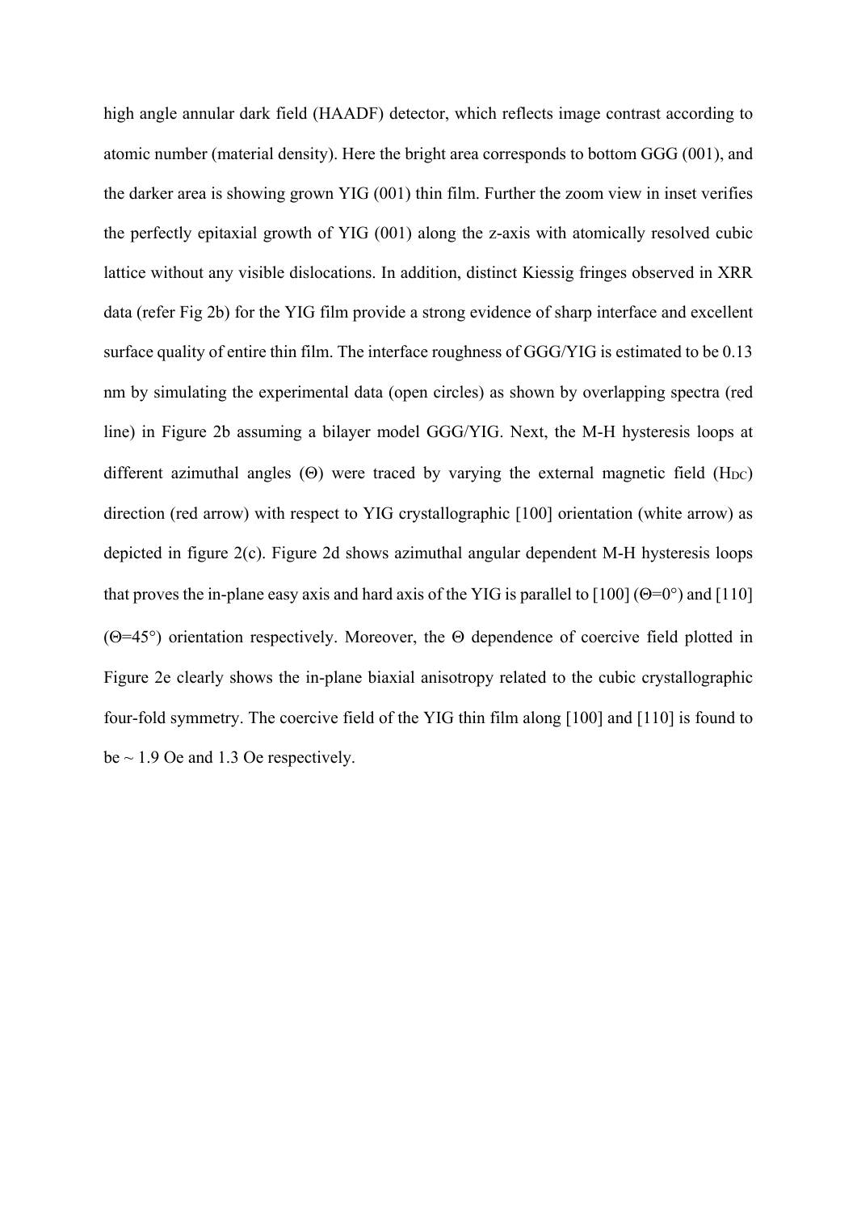high angle annular dark field (HAADF) detector, which reflects image contrast according to atomic number (material density). Here the bright area corresponds to bottom GGG (001), and the darker area is showing grown YIG (001) thin film. Further the zoom view in inset verifies the perfectly epitaxial growth of YIG (001) along the z-axis with atomically resolved cubic lattice without any visible dislocations. In addition, distinct Kiessig fringes observed in XRR data (refer Fig 2b) for the YIG film provide a strong evidence of sharp interface and excellent surface quality of entire thin film. The interface roughness of GGG/YIG is estimated to be 0.13 nm by simulating the experimental data (open circles) as shown by overlapping spectra (red line) in Figure 2b assuming a bilayer model GGG/YIG. Next, the M-H hysteresis loops at different azimuthal angles ($\Theta$) were traced by varying the external magnetic field ($H_{DC}$) direction (red arrow) with respect to YIG crystallographic [100] orientation (white arrow) as depicted in figure 2(c). Figure 2d shows azimuthal angular dependent M-H hysteresis loops that proves the in-plane easy axis and hard axis of the YIG is parallel to [100] ($\Theta$=0°) and [110] ($\Theta$=45°) orientation respectively. Moreover, the $\Theta$ dependence of coercive field plotted in Figure 2e clearly shows the in-plane biaxial anisotropy related to the cubic crystallographic four-fold symmetry. The coercive field of the YIG thin film along [100] and [110] is found to be ~ 1.9 Oe and 1.3 Oe respectively.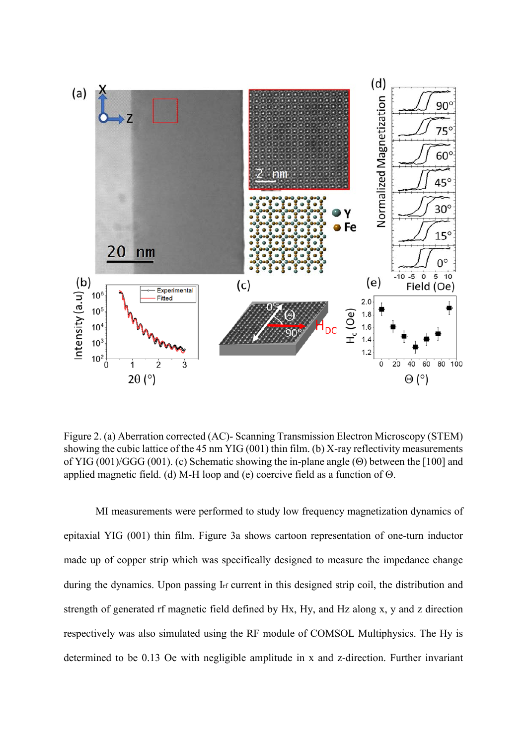Figure 2. (a) Aberration corrected (AC)- Scanning Transmission Electron Microscopy (STEM) showing the cubic lattice of the 45 nm YIG (001) thin film. (b) X-ray reflectivity measurements of YIG (001)/GGG (001). (c) Schematic showing the in-plane angle (Θ) between the [100] and applied magnetic field. (d) M-H loop and (e) coercive field as a function of Θ.

MI measurements were performed to study low frequency magnetization dynamics of epitaxial YIG (001) thin film. Figure 3a shows cartoon representation of one-turn inductor made up of copper strip which was specifically designed to measure the impedance change during the dynamics. Upon passing $I_{rf}$ current in this designed strip coil, the distribution and strength of generated rf magnetic field defined by Hx, Hy, and Hz along x, y and z direction respectively was also simulated using the RF module of COMSOL Multiphysics. The Hy is determined to be 0.13 Oe with negligible amplitude in x and z-direction. Further invariant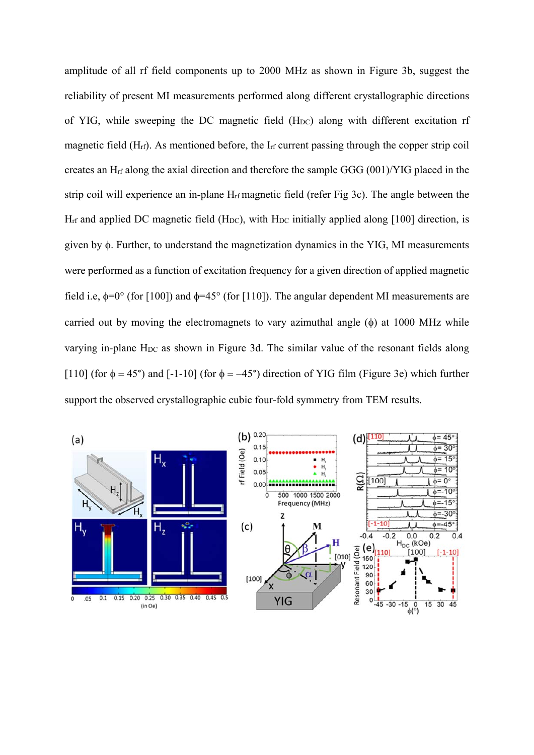amplitude of all rf field components up to 2000 MHz as shown in Figure 3b, suggest the reliability of present MI measurements performed along different crystallographic directions of YIG, while sweeping the DC magnetic field ($H_{DC}$) along with different excitation rf magnetic field ($H_{rf}$). As mentioned before, the $I_{rf}$ current passing through the copper strip coil creates an $H_{rf}$ along the axial direction and therefore the sample GGG (001)/YIG placed in the strip coil will experience an in-plane $H_{rf}$ magnetic field (refer Fig 3c). The angle between the $H_{rf}$ and applied DC magnetic field ($H_{DC}$), with $H_{DC}$ initially applied along [100] direction, is given by $\phi$. Further, to understand the magnetization dynamics in the YIG, MI measurements were performed as a function of excitation frequency for a given direction of applied magnetic field i.e, $\phi$=0° (for [100]) and $\phi$=45° (for [110]). The angular dependent MI measurements are carried out by moving the electromagnets to vary azimuthal angle ($\phi$) at 1000 MHz while varying in-plane $H_{DC}$ as shown in Figure 3d. The similar value of the resonant fields along [110] (for $\phi$ = 45°) and [-1-10] (for $\phi$ = −45°) direction of YIG film (Figure 3e) which further support the observed crystallographic cubic four-fold symmetry from TEM results.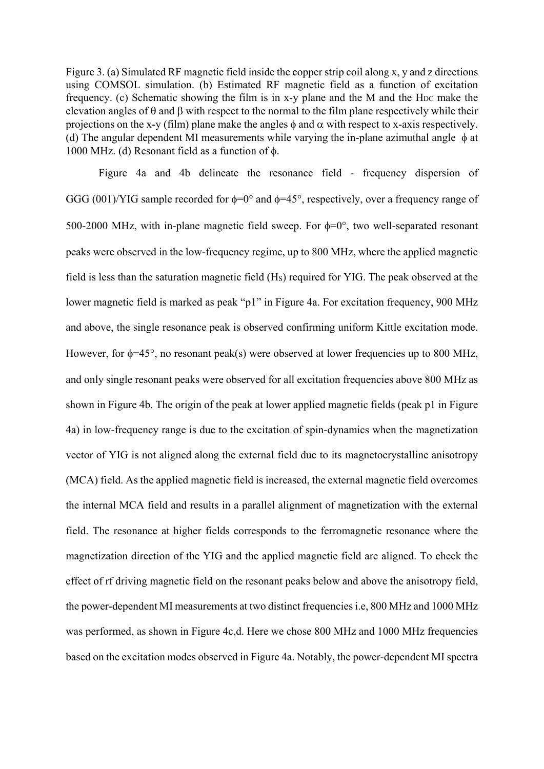Figure 3. (a) Simulated RF magnetic field inside the copper strip coil along x, y and z directions using COMSOL simulation. (b) Estimated RF magnetic field as a function of excitation frequency. (c) Schematic showing the film is in x-y plane and the M and the $H_{DC}$ make the elevation angles of $\theta$ and $\beta$ with respect to the normal to the film plane respectively while their projections on the x-y (film) plane make the angles $\phi$ and $\alpha$ with respect to x-axis respectively. (d) The angular dependent MI measurements while varying the in-plane azimuthal angle $\phi$ at 1000 MHz. (d) Resonant field as a function of $\phi$.

Figure 4a and 4b delineate the resonance field - frequency dispersion of GGG (001)/YIG sample recorded for $\phi=0°$ and $\phi=45°$, respectively, over a frequency range of 500-2000 MHz, with in-plane magnetic field sweep. For $\phi=0°$, two well-separated resonant peaks were observed in the low-frequency regime, up to 800 MHz, where the applied magnetic field is less than the saturation magnetic field ($H_S$) required for YIG. The peak observed at the lower magnetic field is marked as peak "p1" in Figure 4a. For excitation frequency, 900 MHz and above, the single resonance peak is observed confirming uniform Kittle excitation mode. However, for $\phi=45°$, no resonant peak(s) were observed at lower frequencies up to 800 MHz, and only single resonant peaks were observed for all excitation frequencies above 800 MHz as shown in Figure 4b. The origin of the peak at lower applied magnetic fields (peak p1 in Figure 4a) in low-frequency range is due to the excitation of spin-dynamics when the magnetization vector of YIG is not aligned along the external field due to its magnetocrystalline anisotropy (MCA) field. As the applied magnetic field is increased, the external magnetic field overcomes the internal MCA field and results in a parallel alignment of magnetization with the external field. The resonance at higher fields corresponds to the ferromagnetic resonance where the magnetization direction of the YIG and the applied magnetic field are aligned. To check the effect of rf driving magnetic field on the resonant peaks below and above the anisotropy field, the power-dependent MI measurements at two distinct frequencies i.e, 800 MHz and 1000 MHz was performed, as shown in Figure 4c,d. Here we chose 800 MHz and 1000 MHz frequencies based on the excitation modes observed in Figure 4a. Notably, the power-dependent MI spectra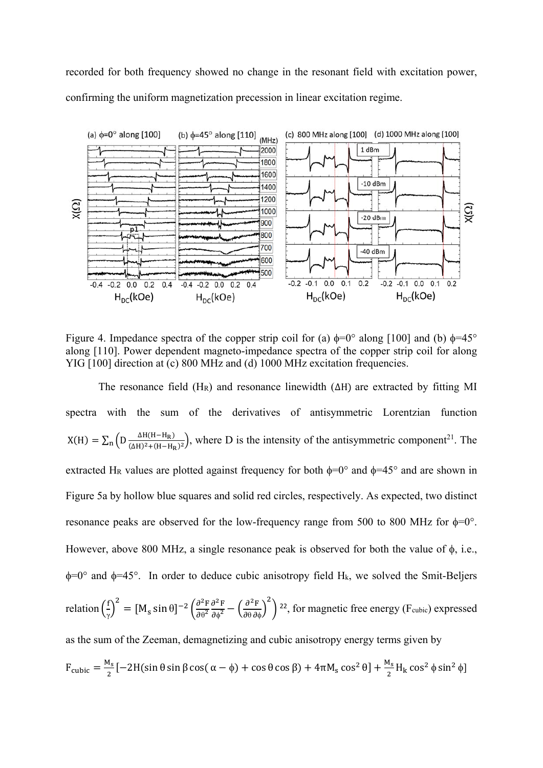recorded for both frequency showed no change in the resonant field with excitation power, confirming the uniform magnetization precession in linear excitation regime.

Figure 4. Impedance spectra of the copper strip coil for (a) $\phi$=0° along [100] and (b) $\phi$=45° along [110]. Power dependent magneto-impedance spectra of the copper strip coil for along YIG [100] direction at (c) 800 MHz and (d) 1000 MHz excitation frequencies.

The resonance field ($H_R$) and resonance linewidth ($\Delta H$) are extracted by fitting MI spectra with the sum of the derivatives of antisymmetric Lorentzian function $X(H) = \sum_n \left( D \frac{\Delta H (H - H_R)}{(\Delta H)^2 + (H - H_R)^2} \right)$, where D is the intensity of the antisymmetric component[21]. The extracted $H_R$ values are plotted against frequency for both $\phi$=0° and $\phi$=45° and are shown in Figure 5a by hollow blue squares and solid red circles, respectively. As expected, two distinct resonance peaks are observed for the low-frequency range from 500 to 800 MHz for $\phi$=0°. However, above 800 MHz, a single resonance peak is observed for both the value of $\phi$, i.e., $\phi$=0° and $\phi$=45°. In order to deduce cubic anisotropy field $H_k$, we solved the Smit-Beljers relation $\left(\frac{f}{\gamma}\right)^2 = [M_s \sin\theta]^{-2} \left( \frac{\partial^2 F}{\partial \theta^2} \frac{\partial^2 F}{\partial \phi^2} - \left( \frac{\partial^2 F}{\partial \theta \, \partial \phi} \right)^2 \right)$ [22], for magnetic free energy ($F_{cubic}$) expressed as the sum of the Zeeman, demagnetizing and cubic anisotropy energy terms given by

$$F_{cubic} = \frac{M_s}{2} [-2H(\sin\theta \sin\beta \cos(\alpha - \phi) + \cos\theta \cos\beta) + 4\pi M_s \cos^2\theta] + \frac{M_s}{2} H_k \cos^2\phi \sin^2\phi]$$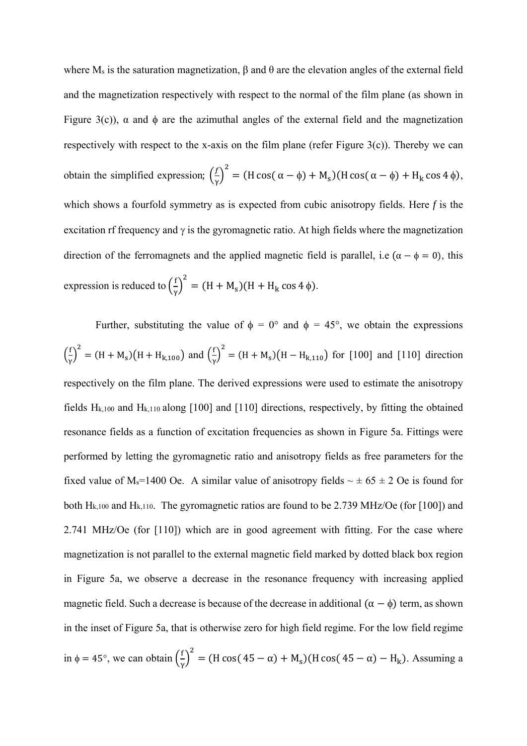where $M_s$ is the saturation magnetization, $\beta$ and $\theta$ are the elevation angles of the external field and the magnetization respectively with respect to the normal of the film plane (as shown in Figure 3(c)), $\alpha$ and $\phi$ are the azimuthal angles of the external field and the magnetization respectively with respect to the x-axis on the film plane (refer Figure 3(c)). Thereby we can obtain the simplified expression; $\left(\frac{f}{\gamma}\right)^2 = (H\cos(\alpha - \phi) + M_s)(H\cos(\alpha - \phi) + H_k \cos 4\phi)$, which shows a fourfold symmetry as is expected from cubic anisotropy fields. Here *f* is the excitation rf frequency and $\gamma$ is the gyromagnetic ratio. At high fields where the magnetization direction of the ferromagnets and the applied magnetic field is parallel, i.e ($\alpha - \phi = 0$), this expression is reduced to $\left(\frac{f}{\gamma}\right)^2 = (H + M_s)(H + H_k \cos 4\phi)$.

Further, substituting the value of $\phi = 0°$ and $\phi = 45°$, we obtain the expressions $\left(\frac{f}{\gamma}\right)^2 = (H + M_s)(H + H_{k,100})$ and $\left(\frac{f}{\gamma}\right)^2 = (H + M_s)(H - H_{k,110})$ for [100] and [110] direction respectively on the film plane. The derived expressions were used to estimate the anisotropy fields $H_{k,100}$ and $H_{k,110}$ along [100] and [110] directions, respectively, by fitting the obtained resonance fields as a function of excitation frequencies as shown in Figure 5a. Fittings were performed by letting the gyromagnetic ratio and anisotropy fields as free parameters for the fixed value of $M_s$=1400 Oe. A similar value of anisotropy fields ~ ± 65 ± 2 Oe is found for both $H_{k,100}$ and $H_{k,110}$. The gyromagnetic ratios are found to be 2.739 MHz/Oe (for [100]) and 2.741 MHz/Oe (for [110]) which are in good agreement with fitting. For the case where magnetization is not parallel to the external magnetic field marked by dotted black box region in Figure 5a, we observe a decrease in the resonance frequency with increasing applied magnetic field. Such a decrease is because of the decrease in additional $(\alpha - \phi)$ term, as shown in the inset of Figure 5a, that is otherwise zero for high field regime. For the low field regime in $\phi = 45°$, we can obtain $\left(\frac{f}{\gamma}\right)^2 = (H\cos(45 - \alpha) + M_s)(H\cos(45 - \alpha) - H_k)$. Assuming a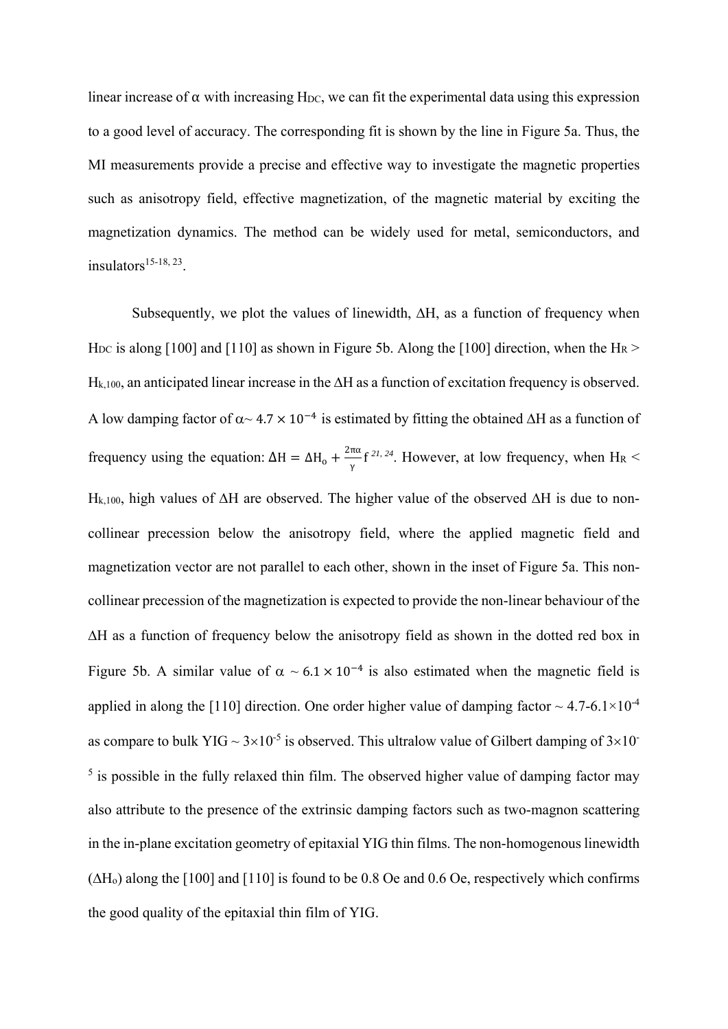linear increase of α with increasing $H_{DC}$, we can fit the experimental data using this expression to a good level of accuracy. The corresponding fit is shown by the line in Figure 5a. Thus, the MI measurements provide a precise and effective way to investigate the magnetic properties such as anisotropy field, effective magnetization, of the magnetic material by exciting the magnetization dynamics. The method can be widely used for metal, semiconductors, and insulators[15-18, 23].

Subsequently, we plot the values of linewidth, ΔH, as a function of frequency when $H_{DC}$ is along [100] and [110] as shown in Figure 5b. Along the [100] direction, when the $H_R > H_{k,100}$, an anticipated linear increase in the ΔH as a function of excitation frequency is observed. A low damping factor of $\alpha \sim 4.7 \times 10^{-4}$ is estimated by fitting the obtained ΔH as a function of frequency using the equation: $\Delta H = \Delta H_o + \frac{2\pi\alpha}{\gamma} f$ [21, 24]. However, at low frequency, when $H_R < H_{k,100}$, high values of ΔH are observed. The higher value of the observed ΔH is due to non-collinear precession below the anisotropy field, where the applied magnetic field and magnetization vector are not parallel to each other, shown in the inset of Figure 5a. This non-collinear precession of the magnetization is expected to provide the non-linear behaviour of the ΔH as a function of frequency below the anisotropy field as shown in the dotted red box in Figure 5b. A similar value of $\alpha \sim 6.1 \times 10^{-4}$ is also estimated when the magnetic field is applied in along the [110] direction. One order higher value of damping factor ~ $4.7\text{-}6.1 \times 10^{-4}$ as compare to bulk YIG ~ $3 \times 10^{-5}$ is observed. This ultralow value of Gilbert damping of $3 \times 10^{-5}$ is possible in the fully relaxed thin film. The observed higher value of damping factor may also attribute to the presence of the extrinsic damping factors such as two-magnon scattering in the in-plane excitation geometry of epitaxial YIG thin films. The non-homogenous linewidth ($\Delta H_o$) along the [100] and [110] is found to be 0.8 Oe and 0.6 Oe, respectively which confirms the good quality of the epitaxial thin film of YIG.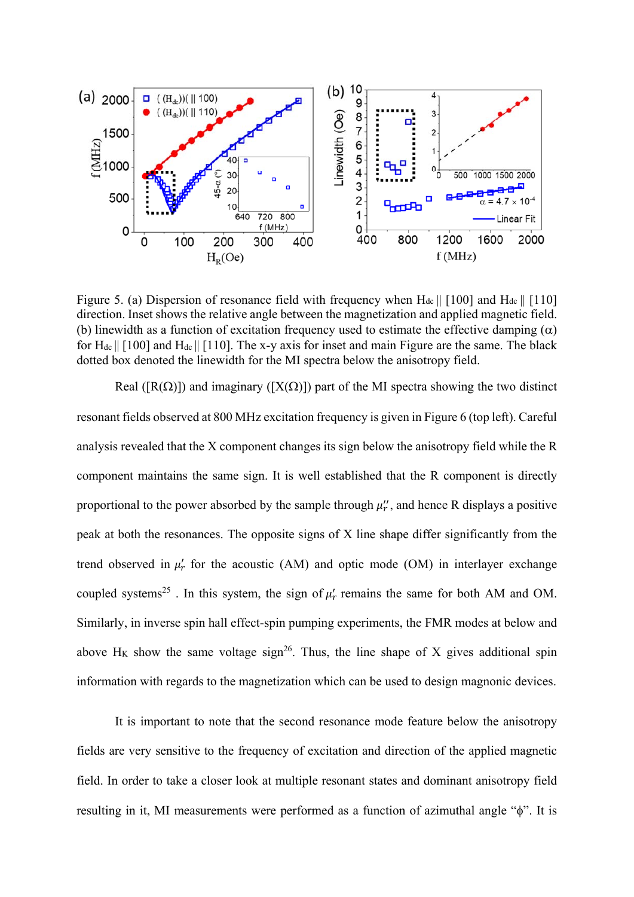Figure 5. (a) Dispersion of resonance field with frequency when $H_{dc}$ || [100] and $H_{dc}$ || [110] direction. Inset shows the relative angle between the magnetization and applied magnetic field. (b) linewidth as a function of excitation frequency used to estimate the effective damping ($\alpha$) for $H_{dc}$ || [100] and $H_{dc}$ || [110]. The x-y axis for inset and main Figure are the same. The black dotted box denoted the linewidth for the MI spectra below the anisotropy field.

Real ([R($\Omega$)]) and imaginary ([X($\Omega$)]) part of the MI spectra showing the two distinct resonant fields observed at 800 MHz excitation frequency is given in Figure 6 (top left). Careful analysis revealed that the X component changes its sign below the anisotropy field while the R component maintains the same sign. It is well established that the R component is directly proportional to the power absorbed by the sample through $\mu_r''$, and hence R displays a positive peak at both the resonances. The opposite signs of X line shape differ significantly from the trend observed in $\mu_r'$ for the acoustic (AM) and optic mode (OM) in interlayer exchange coupled systems[25] . In this system, the sign of $\mu_r'$ remains the same for both AM and OM. Similarly, in inverse spin hall effect-spin pumping experiments, the FMR modes at below and above $H_K$ show the same voltage sign[26]. Thus, the line shape of X gives additional spin information with regards to the magnetization which can be used to design magnonic devices.

It is important to note that the second resonance mode feature below the anisotropy fields are very sensitive to the frequency of excitation and direction of the applied magnetic field. In order to take a closer look at multiple resonant states and dominant anisotropy field resulting in it, MI measurements were performed as a function of azimuthal angle "$\phi$". It is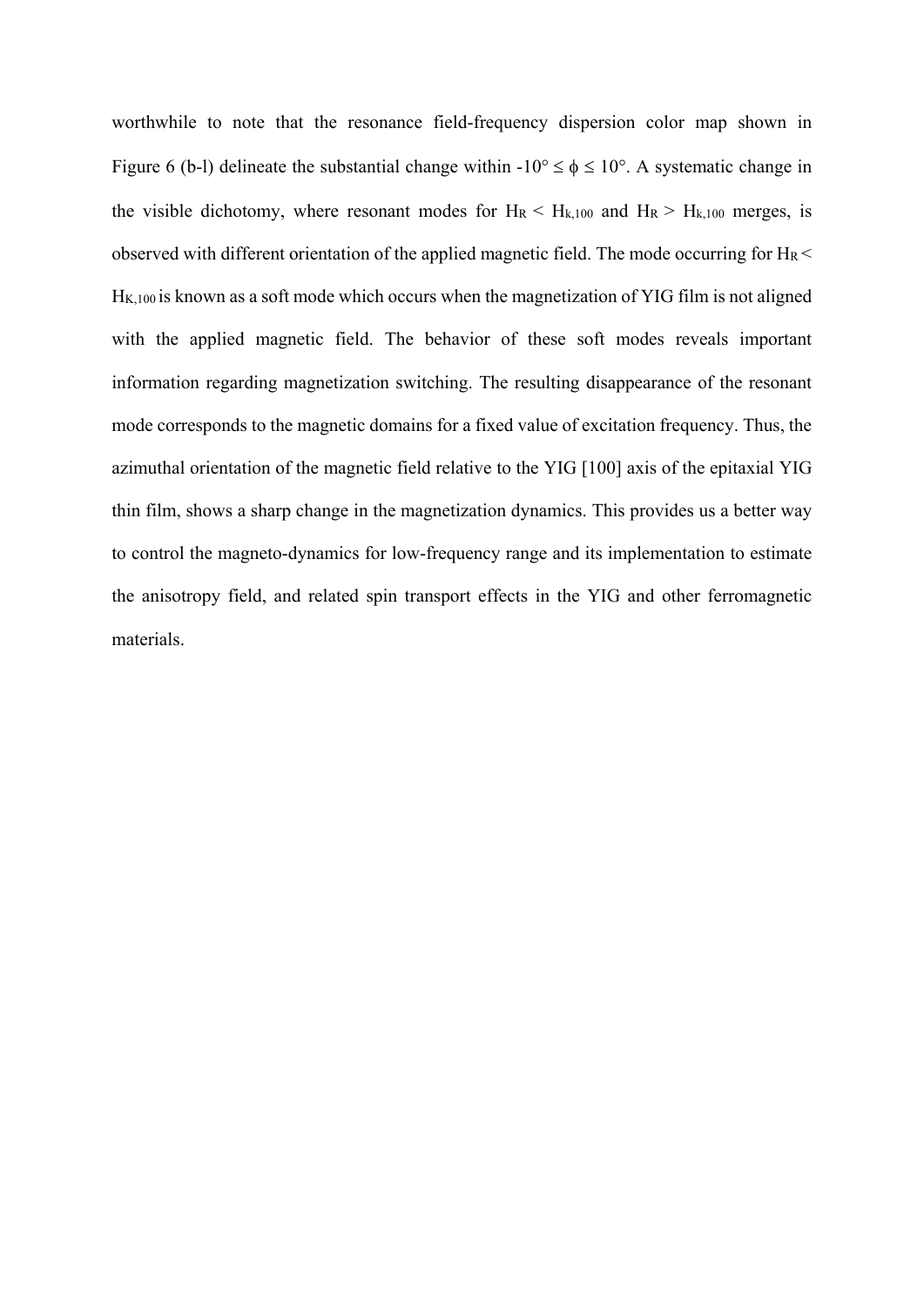worthwhile to note that the resonance field-frequency dispersion color map shown in Figure 6 (b-l) delineate the substantial change within -10° ≤ $\phi$ ≤ 10°. A systematic change in the visible dichotomy, where resonant modes for $H_R < H_{k,100}$ and $H_R > H_{k,100}$ merges, is observed with different orientation of the applied magnetic field. The mode occurring for $H_R < H_{K,100}$ is known as a soft mode which occurs when the magnetization of YIG film is not aligned with the applied magnetic field. The behavior of these soft modes reveals important information regarding magnetization switching. The resulting disappearance of the resonant mode corresponds to the magnetic domains for a fixed value of excitation frequency. Thus, the azimuthal orientation of the magnetic field relative to the YIG [100] axis of the epitaxial YIG thin film, shows a sharp change in the magnetization dynamics. This provides us a better way to control the magneto-dynamics for low-frequency range and its implementation to estimate the anisotropy field, and related spin transport effects in the YIG and other ferromagnetic materials.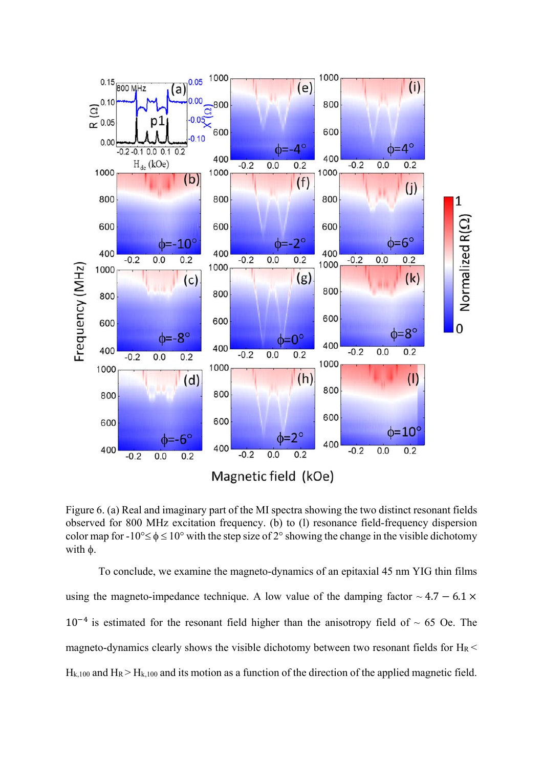Figure 6. (a) Real and imaginary part of the MI spectra showing the two distinct resonant fields observed for 800 MHz excitation frequency. (b) to (l) resonance field-frequency dispersion color map for -10°≤ $\phi$ ≤ 10° with the step size of 2° showing the change in the visible dichotomy with $\phi$.

To conclude, we examine the magneto-dynamics of an epitaxial 45 nm YIG thin films using the magneto-impedance technique. A low value of the damping factor ~ $4.7 - 6.1 \times 10^{-4}$ is estimated for the resonant field higher than the anisotropy field of ~ 65 Oe. The magneto-dynamics clearly shows the visible dichotomy between two resonant fields for $H_R < H_{k,100}$ and $H_R > H_{k,100}$ and its motion as a function of the direction of the applied magnetic field.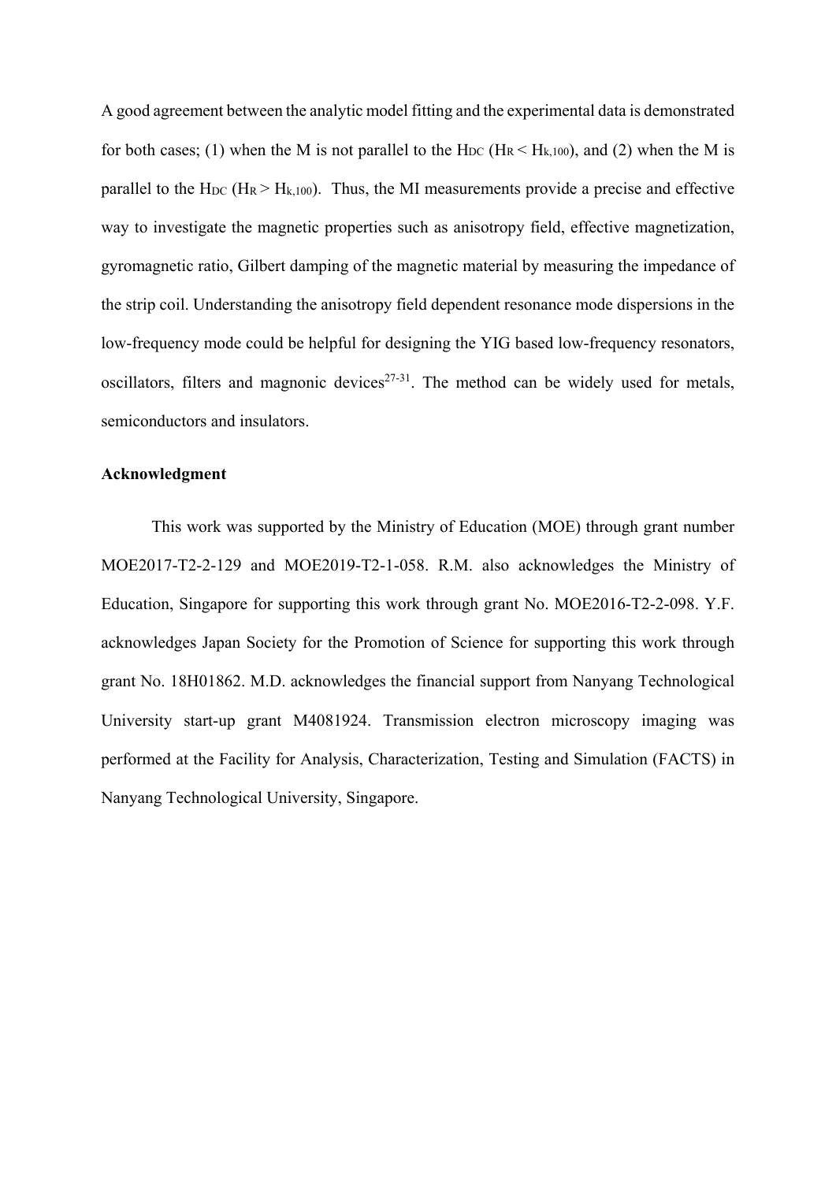A good agreement between the analytic model fitting and the experimental data is demonstrated for both cases; (1) when the M is not parallel to the $H_{DC}$ ($H_R < H_{k,100}$), and (2) when the M is parallel to the $H_{DC}$ ($H_R > H_{k,100}$). Thus, the MI measurements provide a precise and effective way to investigate the magnetic properties such as anisotropy field, effective magnetization, gyromagnetic ratio, Gilbert damping of the magnetic material by measuring the impedance of the strip coil. Understanding the anisotropy field dependent resonance mode dispersions in the low-frequency mode could be helpful for designing the YIG based low-frequency resonators, oscillators, filters and magnonic devices[27-31]. The method can be widely used for metals, semiconductors and insulators.

**Acknowledgment**

This work was supported by the Ministry of Education (MOE) through grant number MOE2017-T2-2-129 and MOE2019-T2-1-058. R.M. also acknowledges the Ministry of Education, Singapore for supporting this work through grant No. MOE2016-T2-2-098. Y.F. acknowledges Japan Society for the Promotion of Science for supporting this work through grant No. 18H01862. M.D. acknowledges the financial support from Nanyang Technological University start-up grant M4081924. Transmission electron microscopy imaging was performed at the Facility for Analysis, Characterization, Testing and Simulation (FACTS) in Nanyang Technological University, Singapore.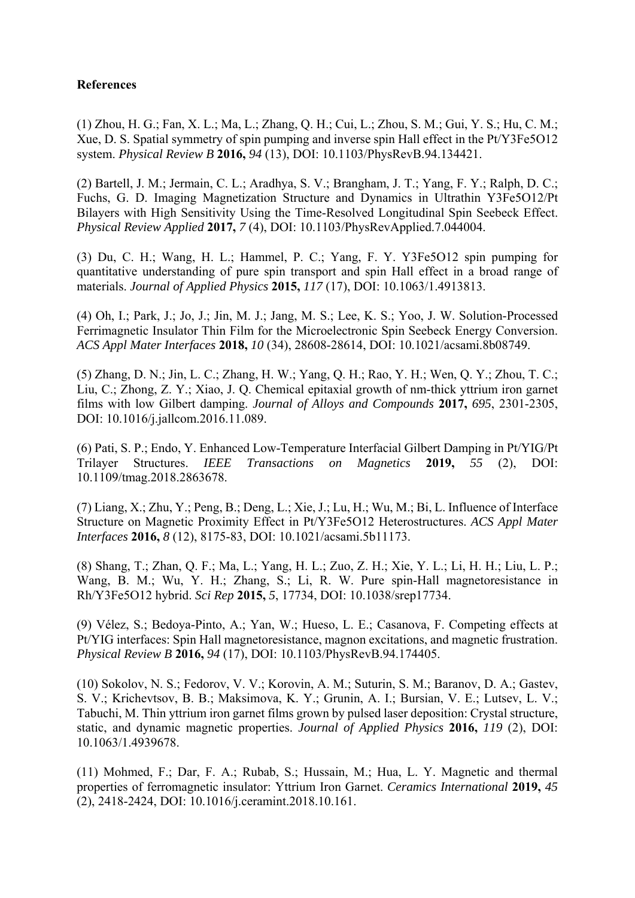**References**

(1) Zhou, H. G.; Fan, X. L.; Ma, L.; Zhang, Q. H.; Cui, L.; Zhou, S. M.; Gui, Y. S.; Hu, C. M.; Xue, D. S. Spatial symmetry of spin pumping and inverse spin Hall effect in the Pt/Y3Fe5O12 system. *Physical Review B* **2016,** *94* (13), DOI: 10.1103/PhysRevB.94.134421.

(2) Bartell, J. M.; Jermain, C. L.; Aradhya, S. V.; Brangham, J. T.; Yang, F. Y.; Ralph, D. C.; Fuchs, G. D. Imaging Magnetization Structure and Dynamics in Ultrathin Y3Fe5O12/Pt Bilayers with High Sensitivity Using the Time-Resolved Longitudinal Spin Seebeck Effect. *Physical Review Applied* **2017,** *7* (4), DOI: 10.1103/PhysRevApplied.7.044004.

(3) Du, C. H.; Wang, H. L.; Hammel, P. C.; Yang, F. Y. Y3Fe5O12 spin pumping for quantitative understanding of pure spin transport and spin Hall effect in a broad range of materials. *Journal of Applied Physics* **2015,** *117* (17), DOI: 10.1063/1.4913813.

(4) Oh, I.; Park, J.; Jo, J.; Jin, M. J.; Jang, M. S.; Lee, K. S.; Yoo, J. W. Solution-Processed Ferrimagnetic Insulator Thin Film for the Microelectronic Spin Seebeck Energy Conversion. *ACS Appl Mater Interfaces* **2018,** *10* (34), 28608-28614, DOI: 10.1021/acsami.8b08749.

(5) Zhang, D. N.; Jin, L. C.; Zhang, H. W.; Yang, Q. H.; Rao, Y. H.; Wen, Q. Y.; Zhou, T. C.; Liu, C.; Zhong, Z. Y.; Xiao, J. Q. Chemical epitaxial growth of nm-thick yttrium iron garnet films with low Gilbert damping. *Journal of Alloys and Compounds* **2017,** *695*, 2301-2305, DOI: 10.1016/j.jallcom.2016.11.089.

(6) Pati, S. P.; Endo, Y. Enhanced Low-Temperature Interfacial Gilbert Damping in Pt/YIG/Pt Trilayer Structures. *IEEE Transactions on Magnetics* **2019,** *55* (2), DOI: 10.1109/tmag.2018.2863678.

(7) Liang, X.; Zhu, Y.; Peng, B.; Deng, L.; Xie, J.; Lu, H.; Wu, M.; Bi, L. Influence of Interface Structure on Magnetic Proximity Effect in Pt/Y3Fe5O12 Heterostructures. *ACS Appl Mater Interfaces* **2016,** *8* (12), 8175-83, DOI: 10.1021/acsami.5b11173.

(8) Shang, T.; Zhan, Q. F.; Ma, L.; Yang, H. L.; Zuo, Z. H.; Xie, Y. L.; Li, H. H.; Liu, L. P.; Wang, B. M.; Wu, Y. H.; Zhang, S.; Li, R. W. Pure spin-Hall magnetoresistance in Rh/Y3Fe5O12 hybrid. *Sci Rep* **2015,** *5*, 17734, DOI: 10.1038/srep17734.

(9) Vélez, S.; Bedoya-Pinto, A.; Yan, W.; Hueso, L. E.; Casanova, F. Competing effects at Pt/YIG interfaces: Spin Hall magnetoresistance, magnon excitations, and magnetic frustration. *Physical Review B* **2016,** *94* (17), DOI: 10.1103/PhysRevB.94.174405.

(10) Sokolov, N. S.; Fedorov, V. V.; Korovin, A. M.; Suturin, S. M.; Baranov, D. A.; Gastev, S. V.; Krichevtsov, B. B.; Maksimova, K. Y.; Grunin, A. I.; Bursian, V. E.; Lutsev, L. V.; Tabuchi, M. Thin yttrium iron garnet films grown by pulsed laser deposition: Crystal structure, static, and dynamic magnetic properties. *Journal of Applied Physics* **2016,** *119* (2), DOI: 10.1063/1.4939678.

(11) Mohmed, F.; Dar, F. A.; Rubab, S.; Hussain, M.; Hua, L. Y. Magnetic and thermal properties of ferromagnetic insulator: Yttrium Iron Garnet. *Ceramics International* **2019,** *45* (2), 2418-2424, DOI: 10.1016/j.ceramint.2018.10.161.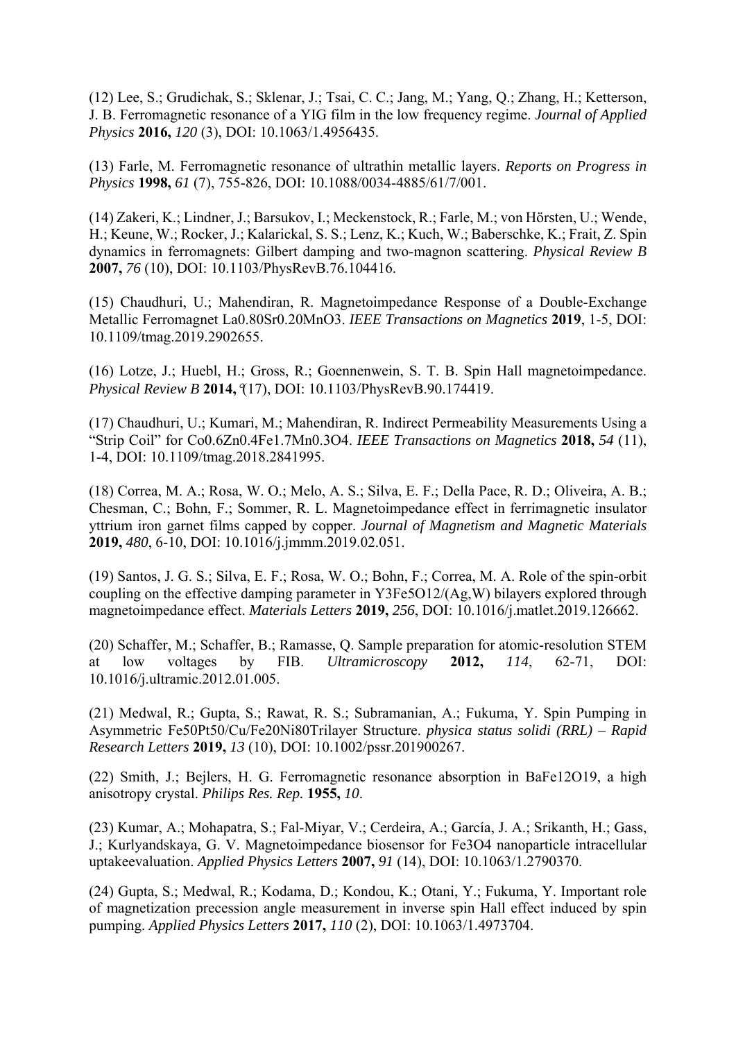(12) Lee, S.; Grudichak, S.; Sklenar, J.; Tsai, C. C.; Jang, M.; Yang, Q.; Zhang, H.; Ketterson, J. B. Ferromagnetic resonance of a YIG film in the low frequency regime. *Journal of Applied Physics* **2016,** *120* (3), DOI: 10.1063/1.4956435.

(13) Farle, M. Ferromagnetic resonance of ultrathin metallic layers. *Reports on Progress in Physics* **1998,** *61* (7), 755-826, DOI: 10.1088/0034-4885/61/7/001.

(14) Zakeri, K.; Lindner, J.; Barsukov, I.; Meckenstock, R.; Farle, M.; von Hörsten, U.; Wende, H.; Keune, W.; Rocker, J.; Kalarickal, S. S.; Lenz, K.; Kuch, W.; Baberschke, K.; Frait, Z. Spin dynamics in ferromagnets: Gilbert damping and two-magnon scattering. *Physical Review B* **2007,** *76* (10), DOI: 10.1103/PhysRevB.76.104416.

(15) Chaudhuri, U.; Mahendiran, R. Magnetoimpedance Response of a Double-Exchange Metallic Ferromagnet La0.80Sr0.20MnO3. *IEEE Transactions on Magnetics* **2019**, 1-5, DOI: 10.1109/tmag.2019.2902655.

(16) Lotze, J.; Huebl, H.; Gross, R.; Goennenwein, S. T. B. Spin Hall magnetoimpedance. *Physical Review B* **2014,** ⁹(17), DOI: 10.1103/PhysRevB.90.174419.

(17) Chaudhuri, U.; Kumari, M.; Mahendiran, R. Indirect Permeability Measurements Using a "Strip Coil" for Co0.6Zn0.4Fe1.7Mn0.3O4. *IEEE Transactions on Magnetics* **2018,** *54* (11), 1-4, DOI: 10.1109/tmag.2018.2841995.

(18) Correa, M. A.; Rosa, W. O.; Melo, A. S.; Silva, E. F.; Della Pace, R. D.; Oliveira, A. B.; Chesman, C.; Bohn, F.; Sommer, R. L. Magnetoimpedance effect in ferrimagnetic insulator yttrium iron garnet films capped by copper. *Journal of Magnetism and Magnetic Materials* **2019,** *480*, 6-10, DOI: 10.1016/j.jmmm.2019.02.051.

(19) Santos, J. G. S.; Silva, E. F.; Rosa, W. O.; Bohn, F.; Correa, M. A. Role of the spin-orbit coupling on the effective damping parameter in Y3Fe5O12/(Ag,W) bilayers explored through magnetoimpedance effect. *Materials Letters* **2019,** *256*, DOI: 10.1016/j.matlet.2019.126662.

(20) Schaffer, M.; Schaffer, B.; Ramasse, Q. Sample preparation for atomic-resolution STEM at low voltages by FIB. *Ultramicroscopy* **2012,** *114*, 62-71, DOI: 10.1016/j.ultramic.2012.01.005.

(21) Medwal, R.; Gupta, S.; Rawat, R. S.; Subramanian, A.; Fukuma, Y. Spin Pumping in Asymmetric Fe50Pt50/Cu/Fe20Ni80Trilayer Structure. *physica status solidi (RRL) – Rapid Research Letters* **2019,** *13* (10), DOI: 10.1002/pssr.201900267.

(22) Smith, J.; Bejlers, H. G. Ferromagnetic resonance absorption in BaFe12O19, a high anisotropy crystal. *Philips Res. Rep.* **1955,** *10*.

(23) Kumar, A.; Mohapatra, S.; Fal-Miyar, V.; Cerdeira, A.; García, J. A.; Srikanth, H.; Gass, J.; Kurlyandskaya, G. V. Magnetoimpedance biosensor for Fe3O4 nanoparticle intracellular uptakeevaluation. *Applied Physics Letters* **2007,** *91* (14), DOI: 10.1063/1.2790370.

(24) Gupta, S.; Medwal, R.; Kodama, D.; Kondou, K.; Otani, Y.; Fukuma, Y. Important role of magnetization precession angle measurement in inverse spin Hall effect induced by spin pumping. *Applied Physics Letters* **2017,** *110* (2), DOI: 10.1063/1.4973704.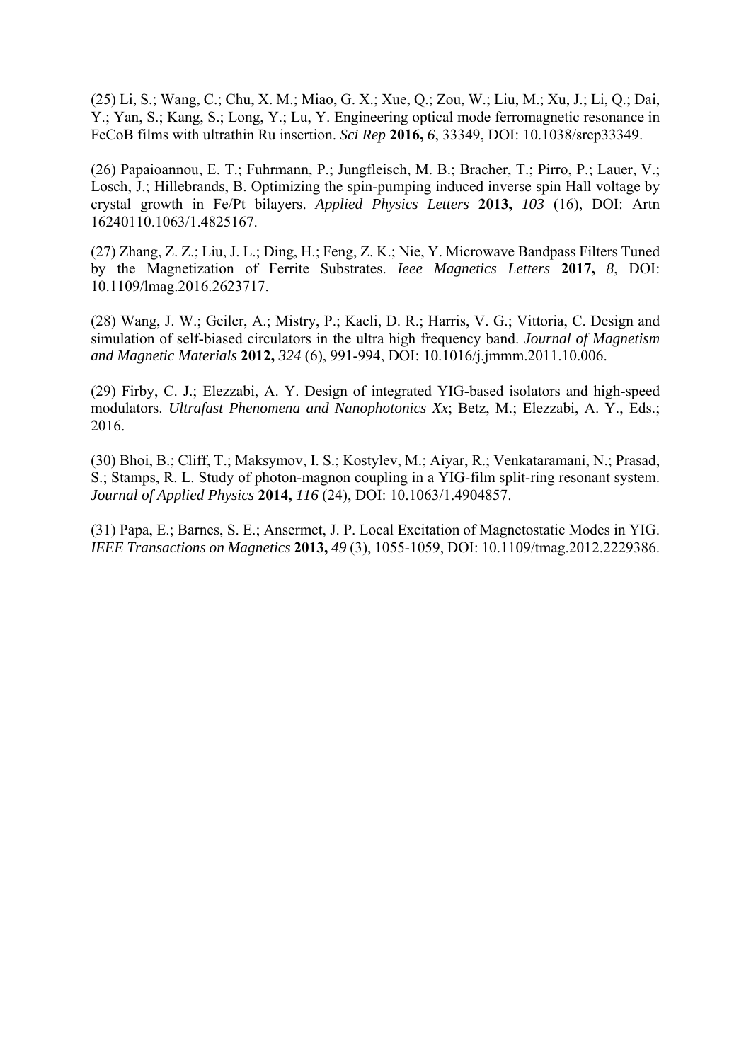(25) Li, S.; Wang, C.; Chu, X. M.; Miao, G. X.; Xue, Q.; Zou, W.; Liu, M.; Xu, J.; Li, Q.; Dai, Y.; Yan, S.; Kang, S.; Long, Y.; Lu, Y. Engineering optical mode ferromagnetic resonance in FeCoB films with ultrathin Ru insertion. *Sci Rep* **2016,** *6*, 33349, DOI: 10.1038/srep33349.

(26) Papaioannou, E. T.; Fuhrmann, P.; Jungfleisch, M. B.; Bracher, T.; Pirro, P.; Lauer, V.; Losch, J.; Hillebrands, B. Optimizing the spin-pumping induced inverse spin Hall voltage by crystal growth in Fe/Pt bilayers. *Applied Physics Letters* **2013,** *103* (16), DOI: Artn 16240110.1063/1.4825167.

(27) Zhang, Z. Z.; Liu, J. L.; Ding, H.; Feng, Z. K.; Nie, Y. Microwave Bandpass Filters Tuned by the Magnetization of Ferrite Substrates. *Ieee Magnetics Letters* **2017,** *8*, DOI: 10.1109/lmag.2016.2623717.

(28) Wang, J. W.; Geiler, A.; Mistry, P.; Kaeli, D. R.; Harris, V. G.; Vittoria, C. Design and simulation of self-biased circulators in the ultra high frequency band. *Journal of Magnetism and Magnetic Materials* **2012,** *324* (6), 991-994, DOI: 10.1016/j.jmmm.2011.10.006.

(29) Firby, C. J.; Elezzabi, A. Y. Design of integrated YIG-based isolators and high-speed modulators. *Ultrafast Phenomena and Nanophotonics Xx*; Betz, M.; Elezzabi, A. Y., Eds.; 2016.

(30) Bhoi, B.; Cliff, T.; Maksymov, I. S.; Kostylev, M.; Aiyar, R.; Venkataramani, N.; Prasad, S.; Stamps, R. L. Study of photon-magnon coupling in a YIG-film split-ring resonant system. *Journal of Applied Physics* **2014,** *116* (24), DOI: 10.1063/1.4904857.

(31) Papa, E.; Barnes, S. E.; Ansermet, J. P. Local Excitation of Magnetostatic Modes in YIG. *IEEE Transactions on Magnetics* **2013,** *49* (3), 1055-1059, DOI: 10.1109/tmag.2012.2229386.